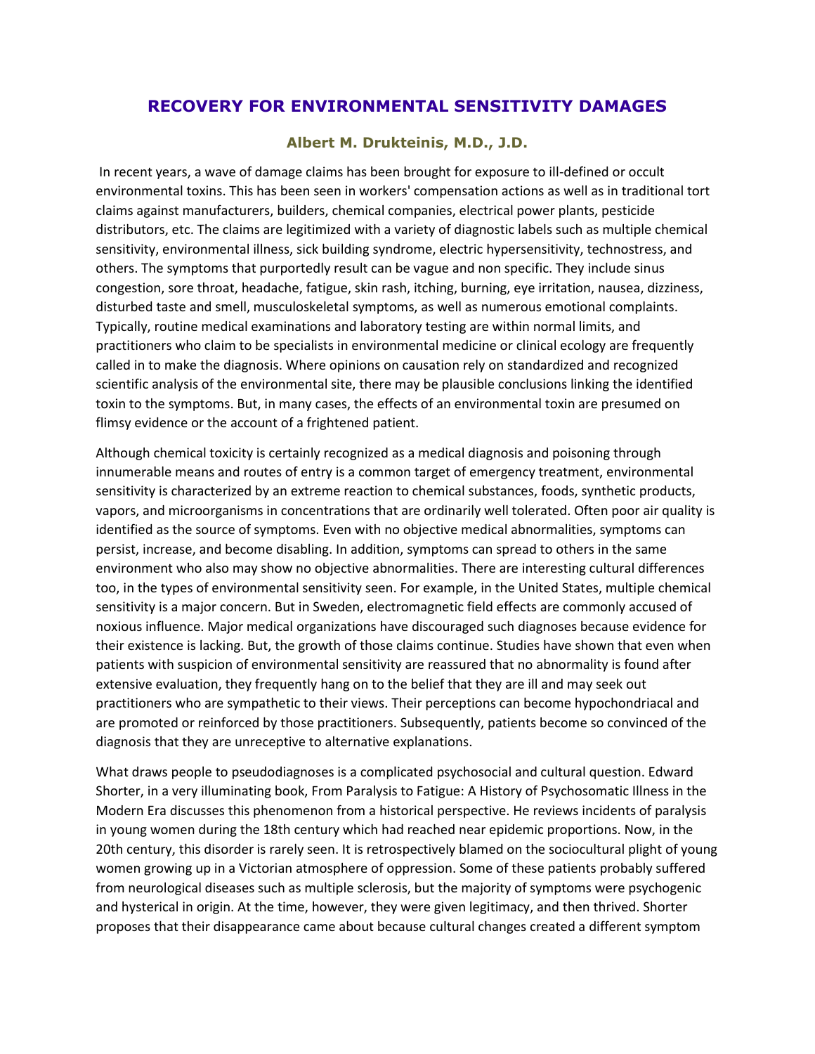# RECOVERY FOR ENVIRONMENTAL SENSITIVITY DAMAGES

### Albert M. Drukteinis, M.D., J.D.

In recent years, a wave of damage claims has been brought for exposure to ill-defined or occult environmental toxins. This has been seen in workers' compensation actions as well as in traditional tort claims against manufacturers, builders, chemical companies, electrical power plants, pesticide distributors, etc. The claims are legitimized with a variety of diagnostic labels such as multiple chemical sensitivity, environmental illness, sick building syndrome, electric hypersensitivity, technostress, and others. The symptoms that purportedly result can be vague and non specific. They include sinus congestion, sore throat, headache, fatigue, skin rash, itching, burning, eye irritation, nausea, dizziness, disturbed taste and smell, musculoskeletal symptoms, as well as numerous emotional complaints. Typically, routine medical examinations and laboratory testing are within normal limits, and practitioners who claim to be specialists in environmental medicine or clinical ecology are frequently called in to make the diagnosis. Where opinions on causation rely on standardized and recognized scientific analysis of the environmental site, there may be plausible conclusions linking the identified toxin to the symptoms. But, in many cases, the effects of an environmental toxin are presumed on flimsy evidence or the account of a frightened patient.

Although chemical toxicity is certainly recognized as a medical diagnosis and poisoning through innumerable means and routes of entry is a common target of emergency treatment, environmental sensitivity is characterized by an extreme reaction to chemical substances, foods, synthetic products, vapors, and microorganisms in concentrations that are ordinarily well tolerated. Often poor air quality is identified as the source of symptoms. Even with no objective medical abnormalities, symptoms can persist, increase, and become disabling. In addition, symptoms can spread to others in the same environment who also may show no objective abnormalities. There are interesting cultural differences too, in the types of environmental sensitivity seen. For example, in the United States, multiple chemical sensitivity is a major concern. But in Sweden, electromagnetic field effects are commonly accused of noxious influence. Major medical organizations have discouraged such diagnoses because evidence for their existence is lacking. But, the growth of those claims continue. Studies have shown that even when patients with suspicion of environmental sensitivity are reassured that no abnormality is found after extensive evaluation, they frequently hang on to the belief that they are ill and may seek out practitioners who are sympathetic to their views. Their perceptions can become hypochondriacal and are promoted or reinforced by those practitioners. Subsequently, patients become so convinced of the diagnosis that they are unreceptive to alternative explanations.

What draws people to pseudodiagnoses is a complicated psychosocial and cultural question. Edward Shorter, in a very illuminating book, From Paralysis to Fatigue: A History of Psychosomatic Illness in the Modern Era discusses this phenomenon from a historical perspective. He reviews incidents of paralysis in young women during the 18th century which had reached near epidemic proportions. Now, in the 20th century, this disorder is rarely seen. It is retrospectively blamed on the sociocultural plight of young women growing up in a Victorian atmosphere of oppression. Some of these patients probably suffered from neurological diseases such as multiple sclerosis, but the majority of symptoms were psychogenic and hysterical in origin. At the time, however, they were given legitimacy, and then thrived. Shorter proposes that their disappearance came about because cultural changes created a different symptom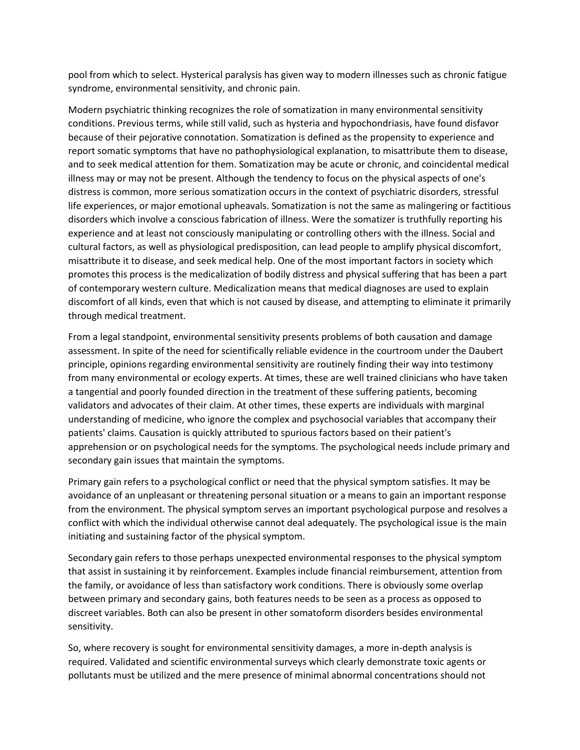pool from which to select. Hysterical paralysis has given way to modern illnesses such as chronic fatigue syndrome, environmental sensitivity, and chronic pain.

Modern psychiatric thinking recognizes the role of somatization in many environmental sensitivity conditions. Previous terms, while still valid, such as hysteria and hypochondriasis, have found disfavor because of their pejorative connotation. Somatization is defined as the propensity to experience and report somatic symptoms that have no pathophysiological explanation, to misattribute them to disease, and to seek medical attention for them. Somatization may be acute or chronic, and coincidental medical illness may or may not be present. Although the tendency to focus on the physical aspects of one's distress is common, more serious somatization occurs in the context of psychiatric disorders, stressful life experiences, or major emotional upheavals. Somatization is not the same as malingering or factitious disorders which involve a conscious fabrication of illness. Were the somatizer is truthfully reporting his experience and at least not consciously manipulating or controlling others with the illness. Social and cultural factors, as well as physiological predisposition, can lead people to amplify physical discomfort, misattribute it to disease, and seek medical help. One of the most important factors in society which promotes this process is the medicalization of bodily distress and physical suffering that has been a part of contemporary western culture. Medicalization means that medical diagnoses are used to explain discomfort of all kinds, even that which is not caused by disease, and attempting to eliminate it primarily through medical treatment.

From a legal standpoint, environmental sensitivity presents problems of both causation and damage assessment. In spite of the need for scientifically reliable evidence in the courtroom under the Daubert principle, opinions regarding environmental sensitivity are routinely finding their way into testimony from many environmental or ecology experts. At times, these are well trained clinicians who have taken a tangential and poorly founded direction in the treatment of these suffering patients, becoming validators and advocates of their claim. At other times, these experts are individuals with marginal understanding of medicine, who ignore the complex and psychosocial variables that accompany their patients' claims. Causation is quickly attributed to spurious factors based on their patient's apprehension or on psychological needs for the symptoms. The psychological needs include primary and secondary gain issues that maintain the symptoms.

Primary gain refers to a psychological conflict or need that the physical symptom satisfies. It may be avoidance of an unpleasant or threatening personal situation or a means to gain an important response from the environment. The physical symptom serves an important psychological purpose and resolves a conflict with which the individual otherwise cannot deal adequately. The psychological issue is the main initiating and sustaining factor of the physical symptom.

Secondary gain refers to those perhaps unexpected environmental responses to the physical symptom that assist in sustaining it by reinforcement. Examples include financial reimbursement, attention from the family, or avoidance of less than satisfactory work conditions. There is obviously some overlap between primary and secondary gains, both features needs to be seen as a process as opposed to discreet variables. Both can also be present in other somatoform disorders besides environmental sensitivity.

So, where recovery is sought for environmental sensitivity damages, a more in-depth analysis is required. Validated and scientific environmental surveys which clearly demonstrate toxic agents or pollutants must be utilized and the mere presence of minimal abnormal concentrations should not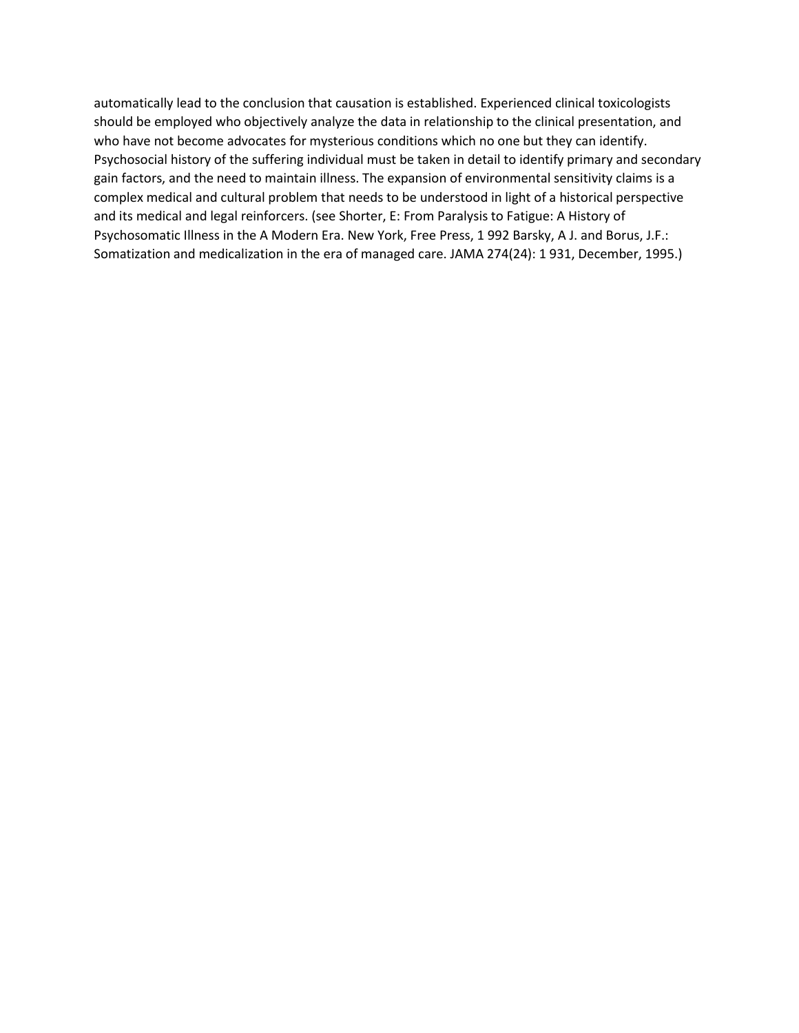automatically lead to the conclusion that causation is established. Experienced clinical toxicologists should be employed who objectively analyze the data in relationship to the clinical presentation, and who have not become advocates for mysterious conditions which no one but they can identify. Psychosocial history of the suffering individual must be taken in detail to identify primary and secondary gain factors, and the need to maintain illness. The expansion of environmental sensitivity claims is a complex medical and cultural problem that needs to be understood in light of a historical perspective and its medical and legal reinforcers. (see Shorter, E: From Paralysis to Fatigue: A History of Psychosomatic Illness in the A Modern Era. New York, Free Press, 1 992 Barsky, A J. and Borus, J.F.: Somatization and medicalization in the era of managed care. JAMA 274(24): 1 931, December, 1995.)